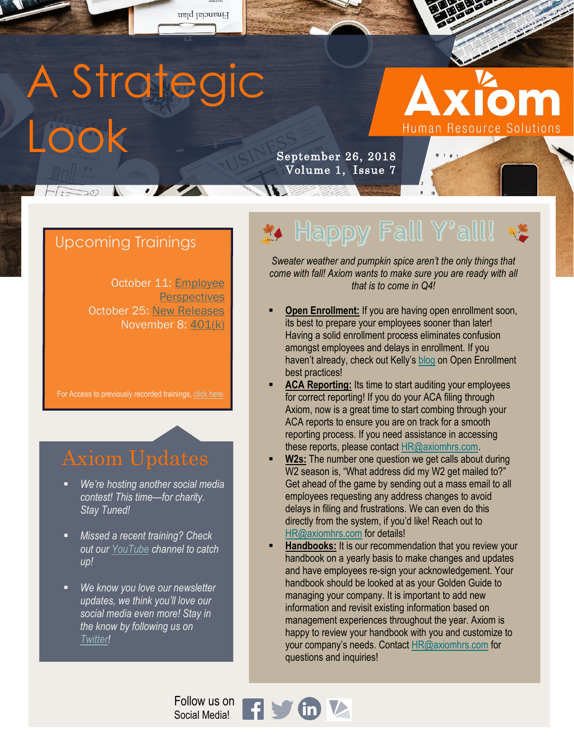# A Strategic Look

# Axiom

Human Resource Solutions

September 26, 2018
Volume 1, Issue 7

## Upcoming Trainings

October 11: Employee Perspectives
October 25: New Releases
November 8: 401(k)

For Access to previously recorded trainings, click here.

## Axiom Updates

- *We're hosting another social media contest! This time—for charity. Stay Tuned!*
- *Missed a recent training? Check out our YouTube channel to catch up!*
- *We know you love our newsletter updates, we think you'll love our social media even more! Stay in the know by following us on Twitter!*

## Happy Fall Y'all!

*Sweater weather and pumpkin spice aren't the only things that come with fall! Axiom wants to make sure you are ready with all that is to come in Q4!*

- **Open Enrollment:** If you are having open enrollment soon, its best to prepare your employees sooner than later! Having a solid enrollment process eliminates confusion amongst employees and delays in enrollment. If you haven't already, check out Kelly's blog on Open Enrollment best practices!
- **ACA Reporting:** Its time to start auditing your employees for correct reporting! If you do your ACA filing through Axiom, now is a great time to start combing through your ACA reports to ensure you are on track for a smooth reporting process. If you need assistance in accessing these reports, please contact HR@axiomhrs.com.
- **W2s:** The number one question we get calls about during W2 season is, "What address did my W2 get mailed to?" Get ahead of the game by sending out a mass email to all employees requesting any address changes to avoid delays in filing and frustrations. We can even do this directly from the system, if you'd like! Reach out to HR@axiomhrs.com for details!
- **Handbooks:** It is our recommendation that you review your handbook on a yearly basis to make changes and updates and have employees re-sign your acknowledgement. Your handbook should be looked at as your Golden Guide to managing your company. It is important to add new information and revisit existing information based on management experiences throughout the year. Axiom is happy to review your handbook with you and customize to your company's needs. Contact HR@axiomhrs.com for questions and inquiries!

Follow us on Social Media!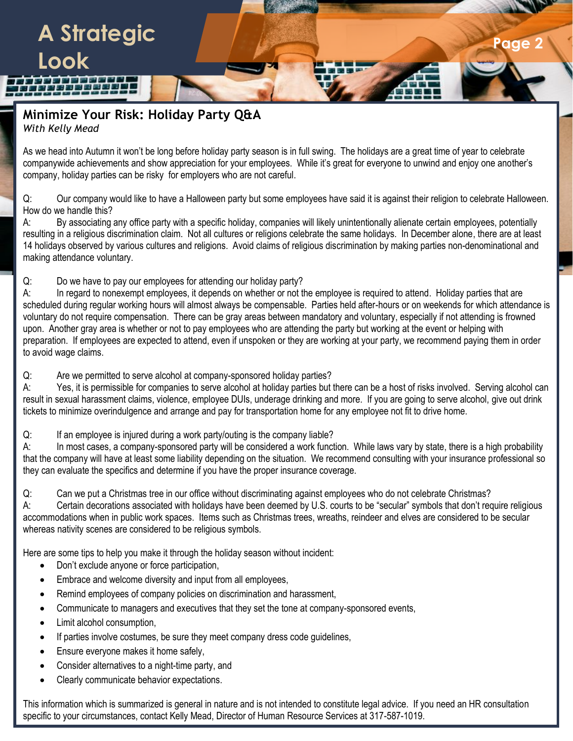# A Strategic Look

## Minimize Your Risk: Holiday Party Q&A

*With Kelly Mead*

As we head into Autumn it won't be long before holiday party season is in full swing. The holidays are a great time of year to celebrate companywide achievements and show appreciation for your employees. While it's great for everyone to unwind and enjoy one another's company, holiday parties can be risky for employers who are not careful.

Q: Our company would like to have a Halloween party but some employees have said it is against their religion to celebrate Halloween. How do we handle this?

A: By associating any office party with a specific holiday, companies will likely unintentionally alienate certain employees, potentially resulting in a religious discrimination claim. Not all cultures or religions celebrate the same holidays. In December alone, there are at least 14 holidays observed by various cultures and religions. Avoid claims of religious discrimination by making parties non-denominational and making attendance voluntary.

Q: Do we have to pay our employees for attending our holiday party?

A: In regard to nonexempt employees, it depends on whether or not the employee is required to attend. Holiday parties that are scheduled during regular working hours will almost always be compensable. Parties held after-hours or on weekends for which attendance is voluntary do not require compensation. There can be gray areas between mandatory and voluntary, especially if not attending is frowned upon. Another gray area is whether or not to pay employees who are attending the party but working at the event or helping with preparation. If employees are expected to attend, even if unspoken or they are working at your party, we recommend paying them in order to avoid wage claims.

Q: Are we permitted to serve alcohol at company-sponsored holiday parties?

A: Yes, it is permissible for companies to serve alcohol at holiday parties but there can be a host of risks involved. Serving alcohol can result in sexual harassment claims, violence, employee DUIs, underage drinking and more. If you are going to serve alcohol, give out drink tickets to minimize overindulgence and arrange and pay for transportation home for any employee not fit to drive home.

Q: If an employee is injured during a work party/outing is the company liable?

A: In most cases, a company-sponsored party will be considered a work function. While laws vary by state, there is a high probability that the company will have at least some liability depending on the situation. We recommend consulting with your insurance professional so they can evaluate the specifics and determine if you have the proper insurance coverage.

Q: Can we put a Christmas tree in our office without discriminating against employees who do not celebrate Christmas?

A: Certain decorations associated with holidays have been deemed by U.S. courts to be "secular" symbols that don't require religious accommodations when in public work spaces. Items such as Christmas trees, wreaths, reindeer and elves are considered to be secular whereas nativity scenes are considered to be religious symbols.

Here are some tips to help you make it through the holiday season without incident:

- Don't exclude anyone or force participation,
- Embrace and welcome diversity and input from all employees,
- Remind employees of company policies on discrimination and harassment,
- Communicate to managers and executives that they set the tone at company-sponsored events,
- Limit alcohol consumption,
- If parties involve costumes, be sure they meet company dress code guidelines,
- Ensure everyone makes it home safely,
- Consider alternatives to a night-time party, and
- Clearly communicate behavior expectations.

This information which is summarized is general in nature and is not intended to constitute legal advice. If you need an HR consultation specific to your circumstances, contact Kelly Mead, Director of Human Resource Services at 317-587-1019.